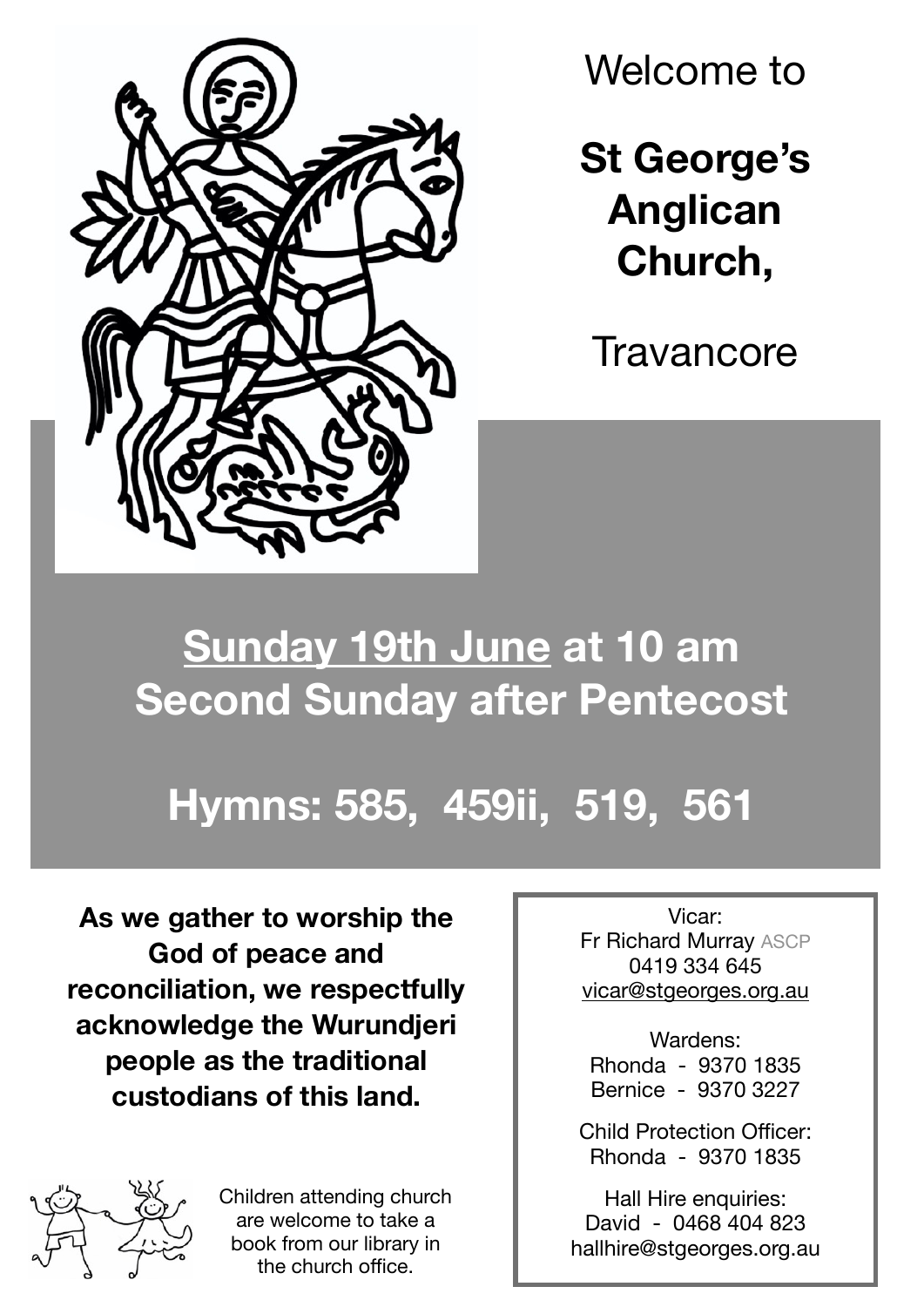Welcome to

# St George's Anglican Church,

Travancore

## Sunday 19th June at 10 am
## Second Sunday after Pentecost

## Hymns: 585, 459ii, 519, 561

**As we gather to worship the God of peace and reconciliation, we respectfully acknowledge the Wurundjeri people as the traditional custodians of this land.**

Children attending church are welcome to take a book from our library in the church office.

Vicar:
Fr Richard Murray ASCP
0419 334 645
vicar@stgeorges.org.au

Wardens:
Rhonda - 9370 1835
Bernice - 9370 3227

Child Protection Officer:
Rhonda - 9370 1835

Hall Hire enquiries:
David - 0468 404 823
hallhire@stgeorges.org.au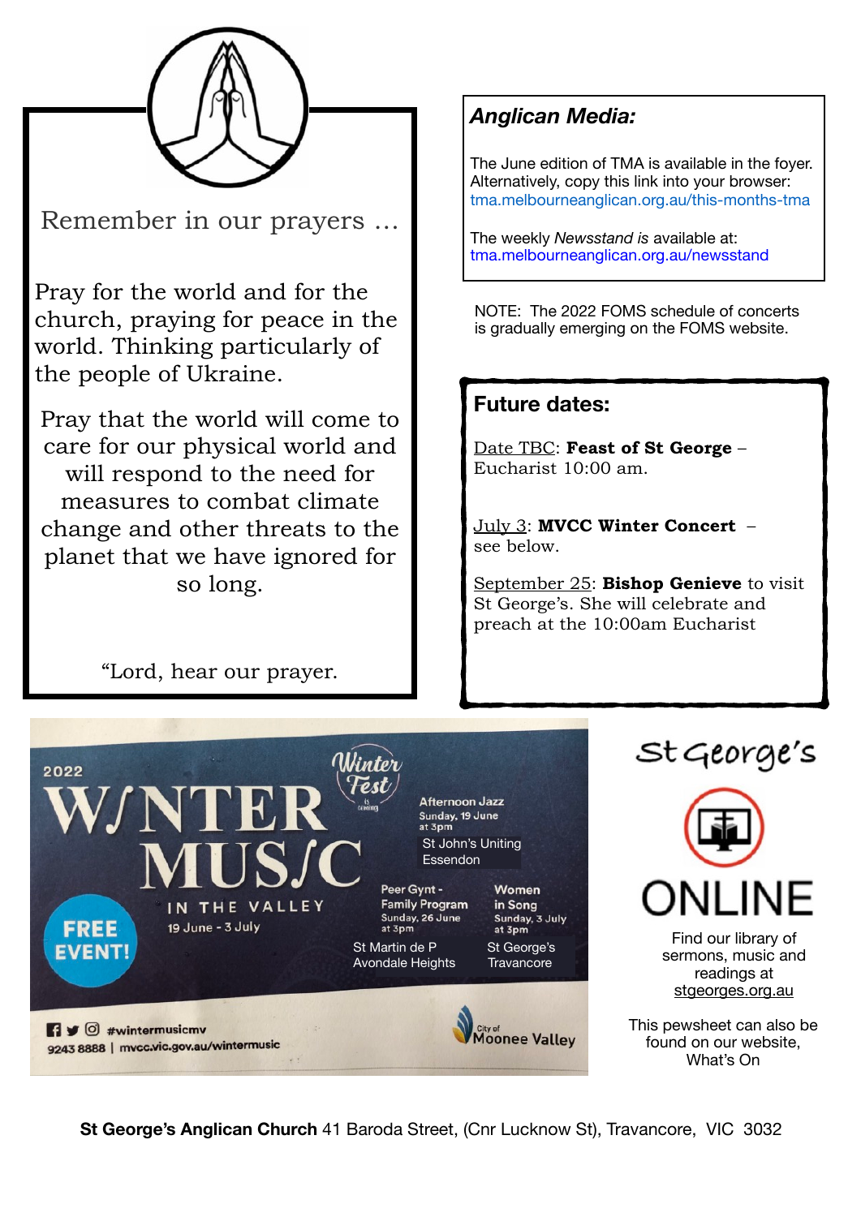## Remember in our prayers …

Pray for the world and for the church, praying for peace in the world. Thinking particularly of the people of Ukraine.

Pray that the world will come to care for our physical world and will respond to the need for measures to combat climate change and other threats to the planet that we have ignored for so long.

"Lord, hear our prayer.

## *Anglican Media:*

The June edition of TMA is available in the foyer. Alternatively, copy this link into your browser: tma.melbourneanglican.org.au/this-months-tma

The weekly *Newsstand is* available at: tma.melbourneanglican.org.au/newsstand

NOTE: The 2022 FOMS schedule of concerts is gradually emerging on the FOMS website.

## Future dates:

Date TBC: **Feast of St George** – Eucharist 10:00 am.

July 3: **MVCC Winter Concert** – see below.

September 25: **Bishop Genieve** to visit St George's. She will celebrate and preach at the 10:00am Eucharist

2022 WINTER MUSIC IN THE VALLEY

19 June - 3 July

Winter Fest

FREE EVENT!

Afternoon Jazz
Sunday, 19 June at 3pm
St John's Uniting Essendon

Peer Gynt - Family Program
Sunday, 26 June at 3pm
St Martin de P Avondale Heights

Women in Song
Sunday, 3 July at 3pm
St George's Travancore

#wintermusicmv
9243 8888 | mvcc.vic.gov.au/wintermusic

City of Moonee Valley

St George's ONLINE

Find our library of sermons, music and readings at stgeorges.org.au

This pewsheet can also be found on our website, What's On

**St George's Anglican Church** 41 Baroda Street, (Cnr Lucknow St), Travancore, VIC 3032